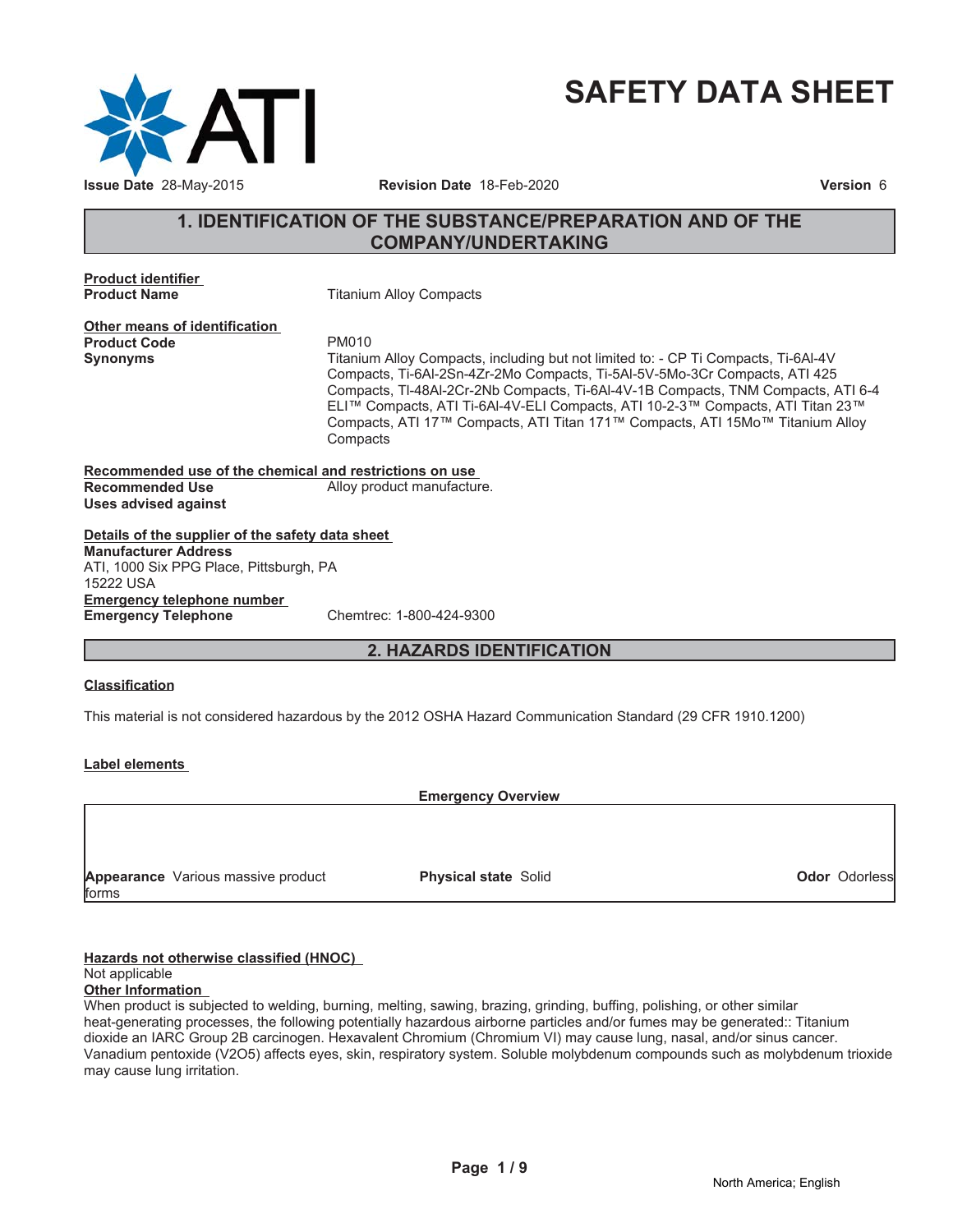# SAFETY DATA SHEET

**Issue Date** 28-May-2015 **Revision Date** 18-Feb-2020 **Version** 6

## 1. IDENTIFICATION OF THE SUBSTANCE/PREPARATION AND OF THE COMPANY/UNDERTAKING

**Product identifier**

**Product Name** Titanium Alloy Compacts

**Other means of identification**

**Product Code** PM010

**Synonyms** Titanium Alloy Compacts, including but not limited to: - CP Ti Compacts, Ti-6Al-4V Compacts, Ti-6Al-2Sn-4Zr-2Mo Compacts, Ti-5Al-5V-5Mo-3Cr Compacts, ATI 425 Compacts, Tl-48Al-2Cr-2Nb Compacts, Ti-6Al-4V-1B Compacts, TNM Compacts, ATI 6-4 ELI™ Compacts, ATI Ti-6Al-4V-ELI Compacts, ATI 10-2-3™ Compacts, ATI Titan 23™ Compacts, ATI 17™ Compacts, ATI Titan 171™ Compacts, ATI 15Mo™ Titanium Alloy Compacts

**Recommended use of the chemical and restrictions on use**

**Recommended Use** Alloy product manufacture.

**Uses advised against**

**Details of the supplier of the safety data sheet**

**Manufacturer Address**
ATI, 1000 Six PPG Place, Pittsburgh, PA
15222 USA

**Emergency telephone number**

**Emergency Telephone** Chemtrec: 1-800-424-9300

## 2. HAZARDS IDENTIFICATION

**Classification**

This material is not considered hazardous by the 2012 OSHA Hazard Communication Standard (29 CFR 1910.1200)

**Label elements**

**Emergency Overview**

| **Appearance** Various massive product forms | **Physical state** Solid | **Odor** Odorless |
|---|---|---|

**Hazards not otherwise classified (HNOC)**
Not applicable

**Other Information**
When product is subjected to welding, burning, melting, sawing, brazing, grinding, buffing, polishing, or other similar heat-generating processes, the following potentially hazardous airborne particles and/or fumes may be generated:: Titanium dioxide an IARC Group 2B carcinogen. Hexavalent Chromium (Chromium VI) may cause lung, nasal, and/or sinus cancer. Vanadium pentoxide ($V_2O_5$) affects eyes, skin, respiratory system. Soluble molybdenum compounds such as molybdenum trioxide may cause lung irritation.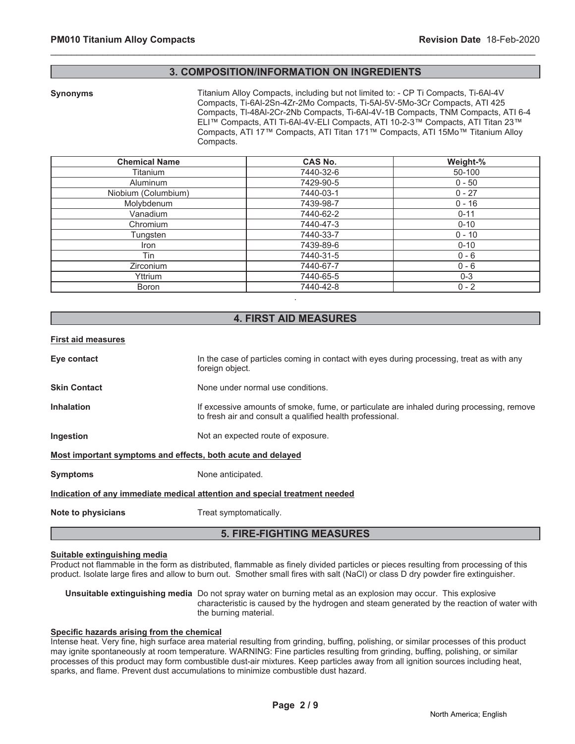## 3. COMPOSITION/INFORMATION ON INGREDIENTS

**Synonyms** Titanium Alloy Compacts, including but not limited to: - CP Ti Compacts, Ti-6Al-4V Compacts, Ti-6Al-2Sn-4Zr-2Mo Compacts, Ti-5Al-5V-5Mo-3Cr Compacts, ATI 425 Compacts, Tl-48Al-2Cr-2Nb Compacts, Ti-6Al-4V-1B Compacts, TNM Compacts, ATI 6-4 ELI™ Compacts, ATI Ti-6Al-4V-ELI Compacts, ATI 10-2-3™ Compacts, ATI Titan 23™ Compacts, ATI 17™ Compacts, ATI Titan 171™ Compacts, ATI 15Mo™ Titanium Alloy Compacts.

| Chemical Name | CAS No. | Weight-% |
|---|---|---|
| Titanium | 7440-32-6 | 50-100 |
| Aluminum | 7429-90-5 | 0 - 50 |
| Niobium (Columbium) | 7440-03-1 | 0 - 27 |
| Molybdenum | 7439-98-7 | 0 - 16 |
| Vanadium | 7440-62-2 | 0-11 |
| Chromium | 7440-47-3 | 0-10 |
| Tungsten | 7440-33-7 | 0 - 10 |
| Iron | 7439-89-6 | 0-10 |
| Tin | 7440-31-5 | 0 - 6 |
| Zirconium | 7440-67-7 | 0 - 6 |
| Yttrium | 7440-65-5 | 0-3 |
| Boron | 7440-42-8 | 0 - 2 |

## 4. FIRST AID MEASURES

**First aid measures**

**Eye contact** In the case of particles coming in contact with eyes during processing, treat as with any foreign object.

**Skin Contact** None under normal use conditions.

**Inhalation** If excessive amounts of smoke, fume, or particulate are inhaled during processing, remove to fresh air and consult a qualified health professional.

**Ingestion** Not an expected route of exposure.

**Most important symptoms and effects, both acute and delayed**

**Symptoms** None anticipated.

**Indication of any immediate medical attention and special treatment needed**

**Note to physicians** Treat symptomatically.

## 5. FIRE-FIGHTING MEASURES

**Suitable extinguishing media**

Product not flammable in the form as distributed, flammable as finely divided particles or pieces resulting from processing of this product. Isolate large fires and allow to burn out. Smother small fires with salt (NaCl) or class D dry powder fire extinguisher.

**Unsuitable extinguishing media** Do not spray water on burning metal as an explosion may occur. This explosive characteristic is caused by the hydrogen and steam generated by the reaction of water with the burning material.

**Specific hazards arising from the chemical**

Intense heat. Very fine, high surface area material resulting from grinding, buffing, polishing, or similar processes of this product may ignite spontaneously at room temperature. WARNING: Fine particles resulting from grinding, buffing, polishing, or similar processes of this product may form combustible dust-air mixtures. Keep particles away from all ignition sources including heat, sparks, and flame. Prevent dust accumulations to minimize combustible dust hazard.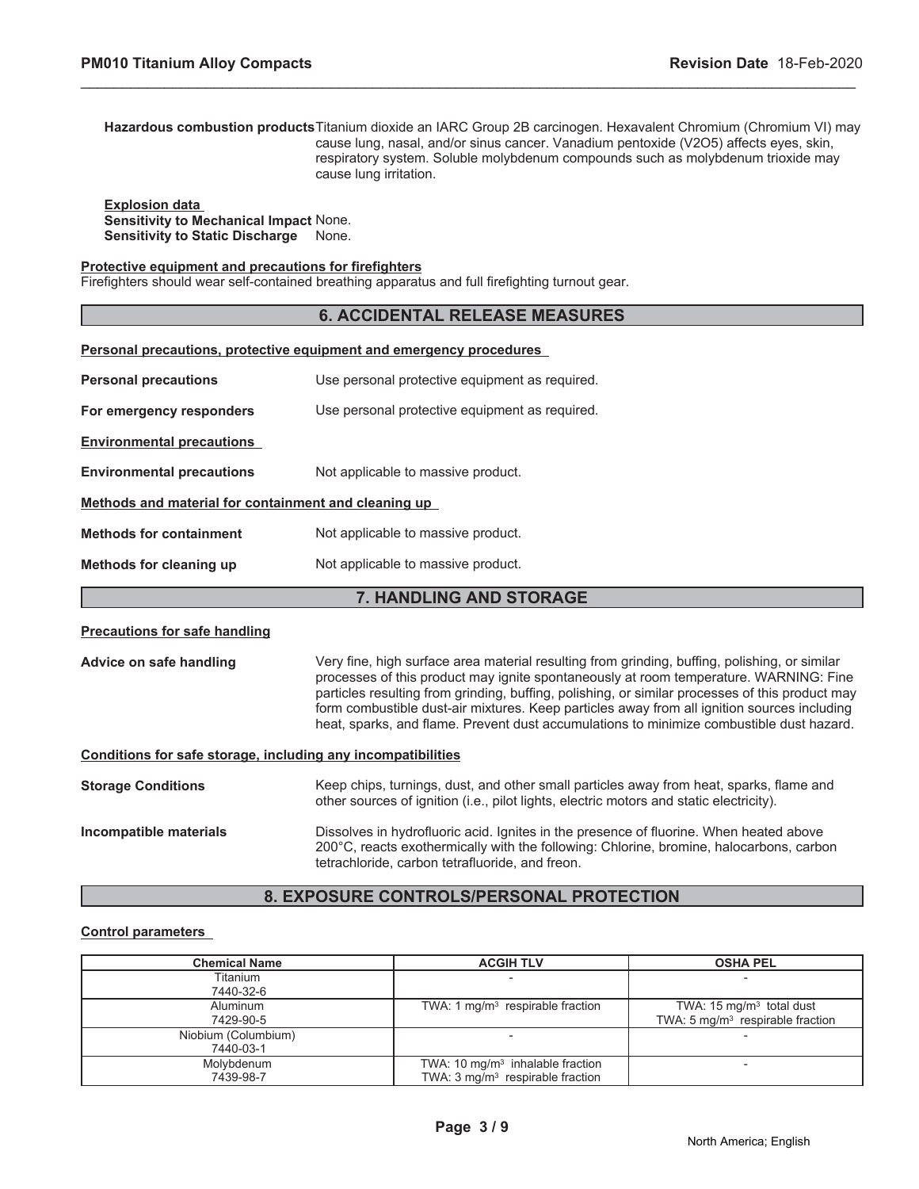**Hazardous combustion products** Titanium dioxide an IARC Group 2B carcinogen. Hexavalent Chromium (Chromium VI) may cause lung, nasal, and/or sinus cancer. Vanadium pentoxide (V2O5) affects eyes, skin, respiratory system. Soluble molybdenum compounds such as molybdenum trioxide may cause lung irritation.

**Explosion data**
**Sensitivity to Mechanical Impact** None.
**Sensitivity to Static Discharge** None.

**Protective equipment and precautions for firefighters**
Firefighters should wear self-contained breathing apparatus and full firefighting turnout gear.

## 6. ACCIDENTAL RELEASE MEASURES

**Personal precautions, protective equipment and emergency procedures**

**Personal precautions** Use personal protective equipment as required.

**For emergency responders** Use personal protective equipment as required.

**Environmental precautions**

**Environmental precautions** Not applicable to massive product.

**Methods and material for containment and cleaning up**

**Methods for containment** Not applicable to massive product.

**Methods for cleaning up** Not applicable to massive product.

## 7. HANDLING AND STORAGE

**Precautions for safe handling**

**Advice on safe handling** Very fine, high surface area material resulting from grinding, buffing, polishing, or similar processes of this product may ignite spontaneously at room temperature. WARNING: Fine particles resulting from grinding, buffing, polishing, or similar processes of this product may form combustible dust-air mixtures. Keep particles away from all ignition sources including heat, sparks, and flame. Prevent dust accumulations to minimize combustible dust hazard.

**Conditions for safe storage, including any incompatibilities**

**Storage Conditions** Keep chips, turnings, dust, and other small particles away from heat, sparks, flame and other sources of ignition (i.e., pilot lights, electric motors and static electricity).

**Incompatible materials** Dissolves in hydrofluoric acid. Ignites in the presence of fluorine. When heated above 200°C, reacts exothermically with the following: Chlorine, bromine, halocarbons, carbon tetrachloride, carbon tetrafluoride, and freon.

## 8. EXPOSURE CONTROLS/PERSONAL PROTECTION

**Control parameters**

| Chemical Name | ACGIH TLV | OSHA PEL |
|---|---|---|
| Titanium<br>7440-32-6 | - | - |
| Aluminum<br>7429-90-5 | TWA: 1 mg/m$^3$ respirable fraction | TWA: 15 mg/m$^3$ total dust<br>TWA: 5 mg/m$^3$ respirable fraction |
| Niobium (Columbium)<br>7440-03-1 | - | - |
| Molybdenum<br>7439-98-7 | TWA: 10 mg/m$^3$ inhalable fraction<br>TWA: 3 mg/m$^3$ respirable fraction | - |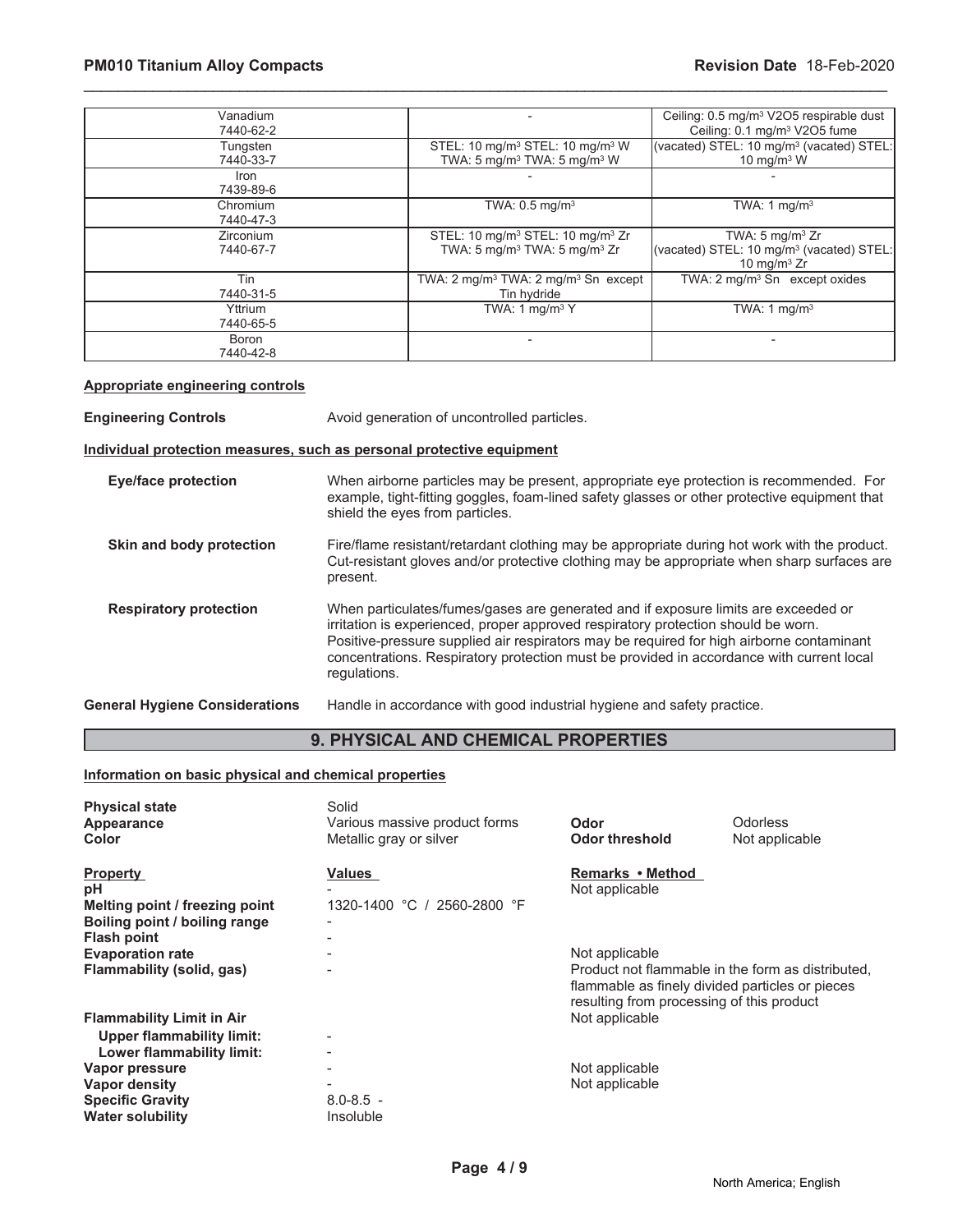| | | |
|---|---|---|
| Vanadium 7440-62-2 | - | Ceiling: 0.5 mg/m³ V2O5 respirable dust Ceiling: 0.1 mg/m³ V2O5 fume |
| Tungsten 7440-33-7 | STEL: 10 mg/m³ STEL: 10 mg/m³ W TWA: 5 mg/m³ TWA: 5 mg/m³ W | (vacated) STEL: 10 mg/m³ (vacated) STEL: 10 mg/m³ W |
| Iron 7439-89-6 | - | - |
| Chromium 7440-47-3 | TWA: 0.5 mg/m³ | TWA: 1 mg/m³ |
| Zirconium 7440-67-7 | STEL: 10 mg/m³ STEL: 10 mg/m³ Zr TWA: 5 mg/m³ TWA: 5 mg/m³ Zr | TWA: 5 mg/m³ Zr (vacated) STEL: 10 mg/m³ (vacated) STEL: 10 mg/m³ Zr |
| Tin 7440-31-5 | TWA: 2 mg/m³ TWA: 2 mg/m³ Sn except Tin hydride | TWA: 2 mg/m³ Sn except oxides |
| Yttrium 7440-65-5 | TWA: 1 mg/m³ Y | TWA: 1 mg/m³ |
| Boron 7440-42-8 | - | - |

**Appropriate engineering controls**

**Engineering Controls** Avoid generation of uncontrolled particles.

**Individual protection measures, such as personal protective equipment**

**Eye/face protection** When airborne particles may be present, appropriate eye protection is recommended. For example, tight-fitting goggles, foam-lined safety glasses or other protective equipment that shield the eyes from particles.

**Skin and body protection** Fire/flame resistant/retardant clothing may be appropriate during hot work with the product. Cut-resistant gloves and/or protective clothing may be appropriate when sharp surfaces are present.

**Respiratory protection** When particulates/fumes/gases are generated and if exposure limits are exceeded or irritation is experienced, proper approved respiratory protection should be worn. Positive-pressure supplied air respirators may be required for high airborne contaminant concentrations. Respiratory protection must be provided in accordance with current local regulations.

**General Hygiene Considerations** Handle in accordance with good industrial hygiene and safety practice.

## 9. PHYSICAL AND CHEMICAL PROPERTIES

**Information on basic physical and chemical properties**

**Physical state** Solid
**Appearance** Various massive product forms **Odor** Odorless
**Color** Metallic gray or silver **Odor threshold** Not applicable

| Property | Values | Remarks • Method |
|---|---|---|
| **pH** | - | Not applicable |
| **Melting point / freezing point** | 1320-1400 °C / 2560-2800 °F | |
| **Boiling point / boiling range** | - | |
| **Flash point** | - | |
| **Evaporation rate** | - | Not applicable |
| **Flammability (solid, gas)** | - | Product not flammable in the form as distributed, flammable as finely divided particles or pieces resulting from processing of this product |
| **Flammability Limit in Air** | | Not applicable |
| **Upper flammability limit:** | - | |
| **Lower flammability limit:** | - | |
| **Vapor pressure** | - | Not applicable |
| **Vapor density** | - | Not applicable |
| **Specific Gravity** | 8.0-8.5 - | |
| **Water solubility** | Insoluble | |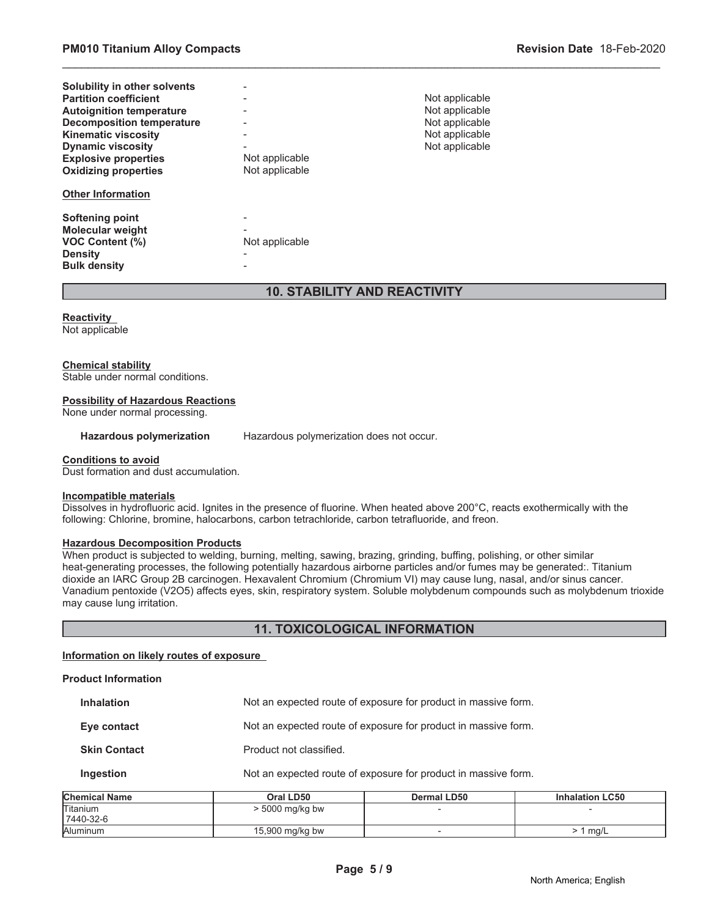| | | |
|---|---|---|
| **Solubility in other solvents** | - | |
| **Partition coefficient** | - | Not applicable |
| **Autoignition temperature** | - | Not applicable |
| **Decomposition temperature** | - | Not applicable |
| **Kinematic viscosity** | - | Not applicable |
| **Dynamic viscosity** | - | Not applicable |
| **Explosive properties** | Not applicable | |
| **Oxidizing properties** | Not applicable | |

**Other Information**

| | |
|---|---|
| **Softening point** | - |
| **Molecular weight** | - |
| **VOC Content (%)** | Not applicable |
| **Density** | - |
| **Bulk density** | - |

## 10. STABILITY AND REACTIVITY

**Reactivity**

Not applicable

**Chemical stability**

Stable under normal conditions.

**Possibility of Hazardous Reactions**

None under normal processing.

**Hazardous polymerization** Hazardous polymerization does not occur.

**Conditions to avoid**

Dust formation and dust accumulation.

**Incompatible materials**

Dissolves in hydrofluoric acid. Ignites in the presence of fluorine. When heated above 200°C, reacts exothermically with the following: Chlorine, bromine, halocarbons, carbon tetrachloride, carbon tetrafluoride, and freon.

**Hazardous Decomposition Products**

When product is subjected to welding, burning, melting, sawing, brazing, grinding, buffing, polishing, or other similar heat-generating processes, the following potentially hazardous airborne particles and/or fumes may be generated:. Titanium dioxide an IARC Group 2B carcinogen. Hexavalent Chromium (Chromium VI) may cause lung, nasal, and/or sinus cancer. Vanadium pentoxide ($V_2O_5$) affects eyes, skin, respiratory system. Soluble molybdenum compounds such as molybdenum trioxide may cause lung irritation.

## 11. TOXICOLOGICAL INFORMATION

**Information on likely routes of exposure**

**Product Information**

| | |
|---|---|
| **Inhalation** | Not an expected route of exposure for product in massive form. |
| **Eye contact** | Not an expected route of exposure for product in massive form. |
| **Skin Contact** | Product not classified. |
| **Ingestion** | Not an expected route of exposure for product in massive form. |

| Chemical Name | Oral LD50 | Dermal LD50 | Inhalation LC50 |
|---|---|---|---|
| Titanium 7440-32-6 | > 5000 mg/kg bw | - | - |
| Aluminum | 15,900 mg/kg bw | - | > 1 mg/L |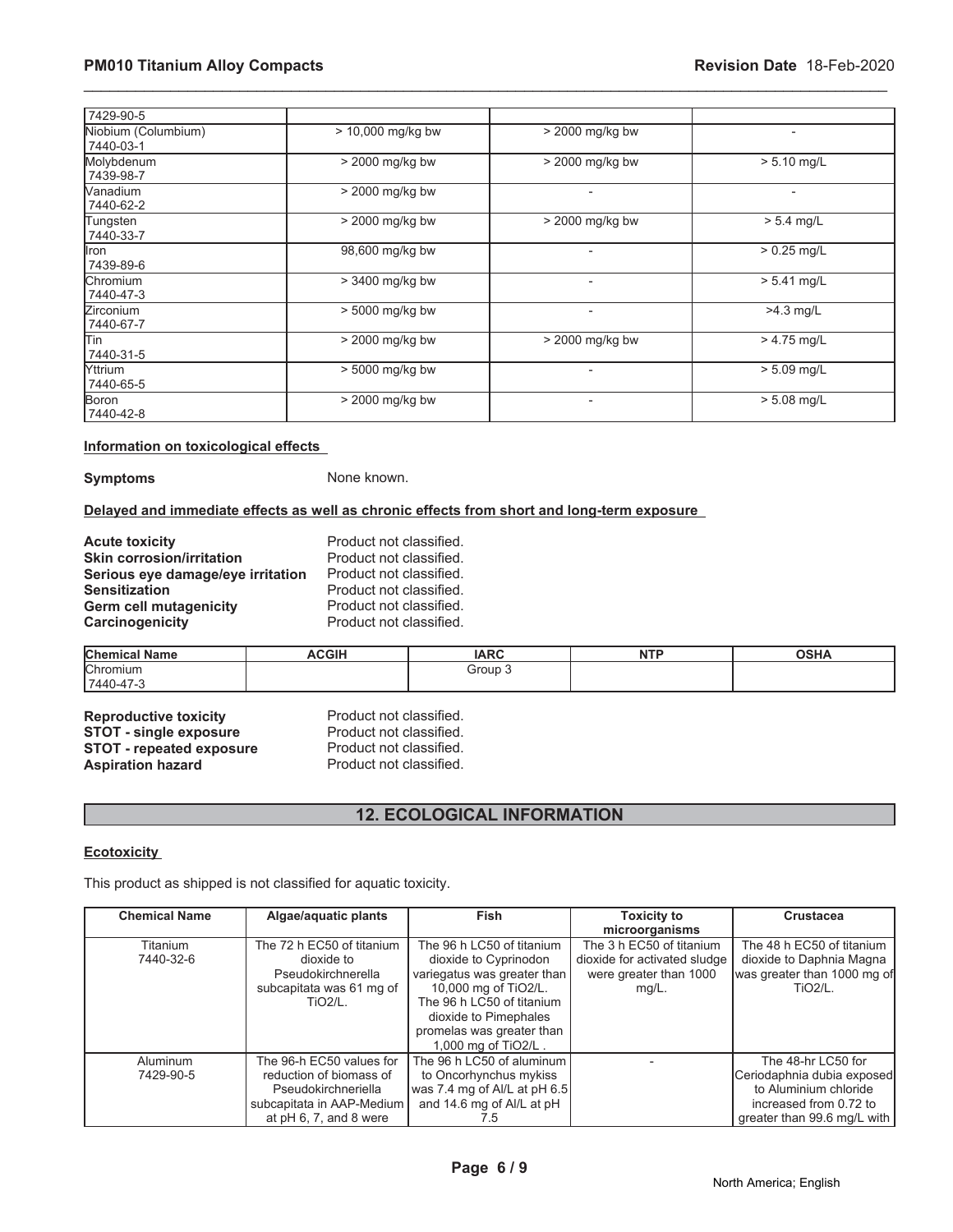| | | | |
|---|---|---|---|
| 7429-90-5 | | | |
| Niobium (Columbium) 7440-03-1 | > 10,000 mg/kg bw | > 2000 mg/kg bw | - |
| Molybdenum 7439-98-7 | > 2000 mg/kg bw | > 2000 mg/kg bw | > 5.10 mg/L |
| Vanadium 7440-62-2 | > 2000 mg/kg bw | - | - |
| Tungsten 7440-33-7 | > 2000 mg/kg bw | > 2000 mg/kg bw | > 5.4 mg/L |
| Iron 7439-89-6 | 98,600 mg/kg bw | - | > 0.25 mg/L |
| Chromium 7440-47-3 | > 3400 mg/kg bw | - | > 5.41 mg/L |
| Zirconium 7440-67-7 | > 5000 mg/kg bw | - | >4.3 mg/L |
| Tin 7440-31-5 | > 2000 mg/kg bw | > 2000 mg/kg bw | > 4.75 mg/L |
| Yttrium 7440-65-5 | > 5000 mg/kg bw | - | > 5.09 mg/L |
| Boron 7440-42-8 | > 2000 mg/kg bw | - | > 5.08 mg/L |

**Information on toxicological effects**

**Symptoms** None known.

**Delayed and immediate effects as well as chronic effects from short and long-term exposure**

**Acute toxicity** Product not classified.
**Skin corrosion/irritation** Product not classified.
**Serious eye damage/eye irritation** Product not classified.
**Sensitization** Product not classified.
**Germ cell mutagenicity** Product not classified.
**Carcinogenicity** Product not classified.

| Chemical Name | ACGIH | IARC | NTP | OSHA |
|---|---|---|---|---|
| Chromium 7440-47-3 | | Group 3 | | |

**Reproductive toxicity** Product not classified.
**STOT - single exposure** Product not classified.
**STOT - repeated exposure** Product not classified.
**Aspiration hazard** Product not classified.

## 12. ECOLOGICAL INFORMATION

**Ecotoxicity**

This product as shipped is not classified for aquatic toxicity.

| Chemical Name | Algae/aquatic plants | Fish | Toxicity to microorganisms | Crustacea |
|---|---|---|---|---|
| Titanium 7440-32-6 | The 72 h EC50 of titanium dioxide to Pseudokirchnerella subcapitata was 61 mg of $TiO_2$/L. | The 96 h LC50 of titanium dioxide to Cyprinodon variegatus was greater than 10,000 mg of $TiO_2$/L. The 96 h LC50 of titanium dioxide to Pimephales promelas was greater than 1,000 mg of $TiO_2$/L . | The 3 h EC50 of titanium dioxide for activated sludge were greater than 1000 mg/L. | The 48 h EC50 of titanium dioxide to Daphnia Magna was greater than 1000 mg of $TiO_2$/L. |
| Aluminum 7429-90-5 | The 96-h EC50 values for reduction of biomass of Pseudokirchneriella subcapitata in AAP-Medium at pH 6, 7, and 8 were | The 96 h LC50 of aluminum to Oncorhynchus mykiss was 7.4 mg of Al/L at pH 6.5 and 14.6 mg of Al/L at pH 7.5 | - | The 48-hr LC50 for Ceriodaphnia dubia exposed to Aluminium chloride increased from 0.72 to greater than 99.6 mg/L with |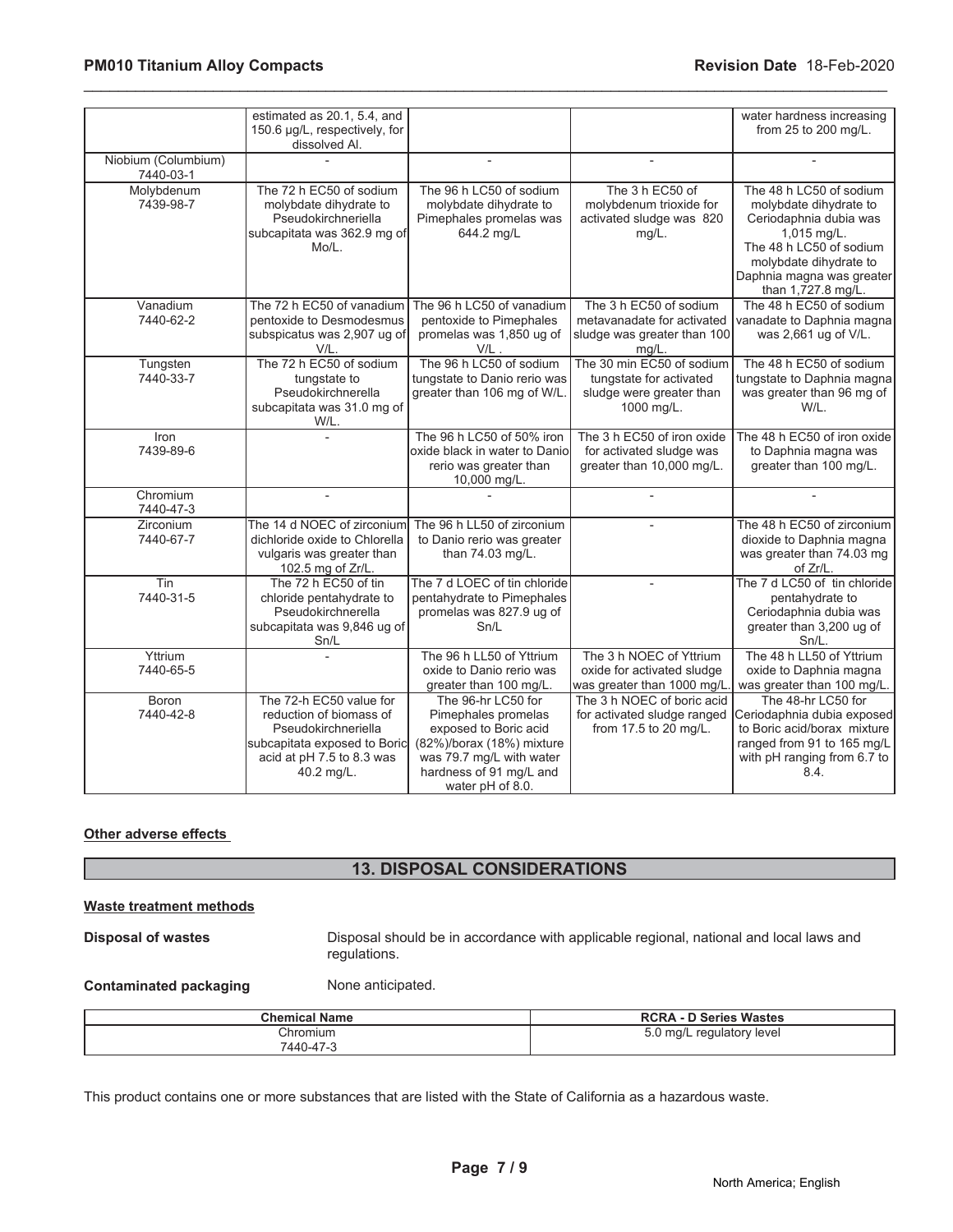| | estimated as 20.1, 5.4, and 150.6 µg/L, respectively, for dissolved Al. | | | water hardness increasing from 25 to 200 mg/L. |
|---|---|---|---|---|
| Niobium (Columbium) 7440-03-1 | - | - | - | - |
| Molybdenum 7439-98-7 | The 72 h EC50 of sodium molybdate dihydrate to Pseudokirchneriella subcapitata was 362.9 mg of Mo/L. | The 96 h LC50 of sodium molybdate dihydrate to Pimephales promelas was 644.2 mg/L | The 3 h EC50 of molybdenum trioxide for activated sludge was 820 mg/L. | The 48 h LC50 of sodium molybdate dihydrate to Ceriodaphnia dubia was 1,015 mg/L. The 48 h LC50 of sodium molybdate dihydrate to Daphnia magna was greater than 1,727.8 mg/L. |
| Vanadium 7440-62-2 | The 72 h EC50 of vanadium pentoxide to Desmodesmus subspicatus was 2,907 ug of V/L. | The 96 h LC50 of vanadium pentoxide to Pimephales promelas was 1,850 ug of V/L . | The 3 h EC50 of sodium metavanadate for activated sludge was greater than 100 mg/L. | The 48 h EC50 of sodium vanadate to Daphnia magna was 2,661 ug of V/L. |
| Tungsten 7440-33-7 | The 72 h EC50 of sodium tungstate to Pseudokirchnerella subcapitata was 31.0 mg of W/L. | The 96 h LC50 of sodium tungstate to Danio rerio was greater than 106 mg of W/L. | The 30 min EC50 of sodium tungstate for activated sludge were greater than 1000 mg/L. | The 48 h EC50 of sodium tungstate to Daphnia magna was greater than 96 mg of W/L. |
| Iron 7439-89-6 | - | The 96 h LC50 of 50% iron oxide black in water to Danio rerio was greater than 10,000 mg/L. | The 3 h EC50 of iron oxide for activated sludge was greater than 10,000 mg/L. | The 48 h EC50 of iron oxide to Daphnia magna was greater than 100 mg/L. |
| Chromium 7440-47-3 | - | - | - | - |
| Zirconium 7440-67-7 | The 14 d NOEC of zirconium dichloride oxide to Chlorella vulgaris was greater than 102.5 mg of Zr/L. | The 96 h LL50 of zirconium to Danio rerio was greater than 74.03 mg/L. | - | The 48 h EC50 of zirconium dioxide to Daphnia magna was greater than 74.03 mg of Zr/L. |
| Tin 7440-31-5 | The 72 h EC50 of tin chloride pentahydrate to Pseudokirchnerella subcapitata was 9,846 ug of Sn/L | The 7 d LOEC of tin chloride pentahydrate to Pimephales promelas was 827.9 ug of Sn/L | - | The 7 d LC50 of tin chloride pentahydrate to Ceriodaphnia dubia was greater than 3,200 ug of Sn/L. |
| Yttrium 7440-65-5 | - | The 96 h LL50 of Yttrium oxide to Danio rerio was greater than 100 mg/L. | The 3 h NOEC of Yttrium oxide for activated sludge was greater than 1000 mg/L. | The 48 h LL50 of Yttrium oxide to Daphnia magna was greater than 100 mg/L. |
| Boron 7440-42-8 | The 72-h EC50 value for reduction of biomass of Pseudokirchneriella subcapitata exposed to Boric acid at pH 7.5 to 8.3 was 40.2 mg/L. | The 96-hr LC50 for Pimephales promelas exposed to Boric acid (82%)/borax (18%) mixture was 79.7 mg/L with water hardness of 91 mg/L and water pH of 8.0. | The 3 h NOEC of boric acid for activated sludge ranged from 17.5 to 20 mg/L. | The 48-hr LC50 for Ceriodaphnia dubia exposed to Boric acid/borax mixture ranged from 91 to 165 mg/L with pH ranging from 6.7 to 8.4. |

**Other adverse effects**

## 13. DISPOSAL CONSIDERATIONS

**Waste treatment methods**

**Disposal of wastes** Disposal should be in accordance with applicable regional, national and local laws and regulations.

**Contaminated packaging** None anticipated.

| Chemical Name | RCRA - D Series Wastes |
|---|---|
| Chromium 7440-47-3 | 5.0 mg/L regulatory level |

This product contains one or more substances that are listed with the State of California as a hazardous waste.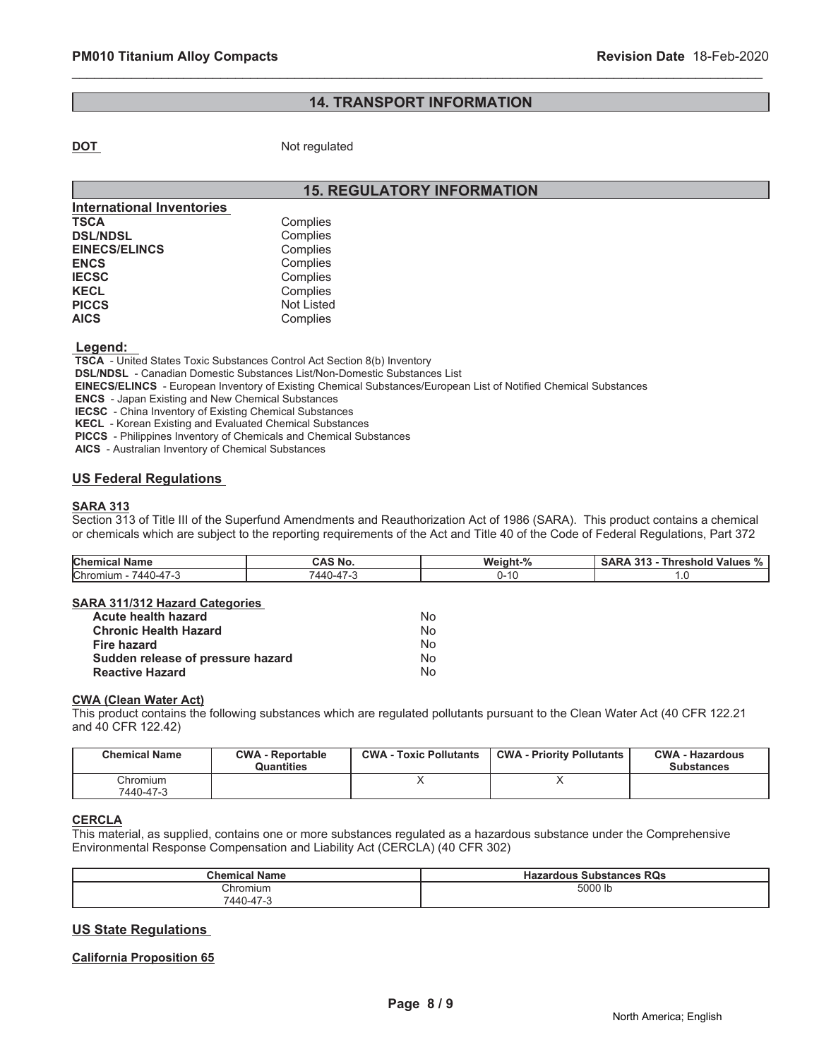## 14. TRANSPORT INFORMATION

**DOT** Not regulated

## 15. REGULATORY INFORMATION

**International Inventories**

| | |
|---|---|
| **TSCA** | Complies |
| **DSL/NDSL** | Complies |
| **EINECS/ELINCS** | Complies |
| **ENCS** | Complies |
| **IECSC** | Complies |
| **KECL** | Complies |
| **PICCS** | Not Listed |
| **AICS** | Complies |

**Legend:**

**TSCA** - United States Toxic Substances Control Act Section 8(b) Inventory
**DSL/NDSL** - Canadian Domestic Substances List/Non-Domestic Substances List
**EINECS/ELINCS** - European Inventory of Existing Chemical Substances/European List of Notified Chemical Substances
**ENCS** - Japan Existing and New Chemical Substances
**IECSC** - China Inventory of Existing Chemical Substances
**KECL** - Korean Existing and Evaluated Chemical Substances
**PICCS** - Philippines Inventory of Chemicals and Chemical Substances
**AICS** - Australian Inventory of Chemical Substances

### US Federal Regulations

**SARA 313**

Section 313 of Title III of the Superfund Amendments and Reauthorization Act of 1986 (SARA). This product contains a chemical or chemicals which are subject to the reporting requirements of the Act and Title 40 of the Code of Federal Regulations, Part 372

| Chemical Name | CAS No. | Weight-% | SARA 313 - Threshold Values % |
|---|---|---|---|
| Chromium - 7440-47-3 | 7440-47-3 | 0-10 | 1.0 |

**SARA 311/312 Hazard Categories**

| | |
|---|---|
| **Acute health hazard** | No |
| **Chronic Health Hazard** | No |
| **Fire hazard** | No |
| **Sudden release of pressure hazard** | No |
| **Reactive Hazard** | No |

**CWA (Clean Water Act)**

This product contains the following substances which are regulated pollutants pursuant to the Clean Water Act (40 CFR 122.21 and 40 CFR 122.42)

| Chemical Name | CWA - Reportable Quantities | CWA - Toxic Pollutants | CWA - Priority Pollutants | CWA - Hazardous Substances |
|---|---|---|---|---|
| Chromium 7440-47-3 | | X | X | |

**CERCLA**

This material, as supplied, contains one or more substances regulated as a hazardous substance under the Comprehensive Environmental Response Compensation and Liability Act (CERCLA) (40 CFR 302)

| Chemical Name | Hazardous Substances RQs |
|---|---|
| Chromium 7440-47-3 | 5000 lb |

### US State Regulations

**California Proposition 65**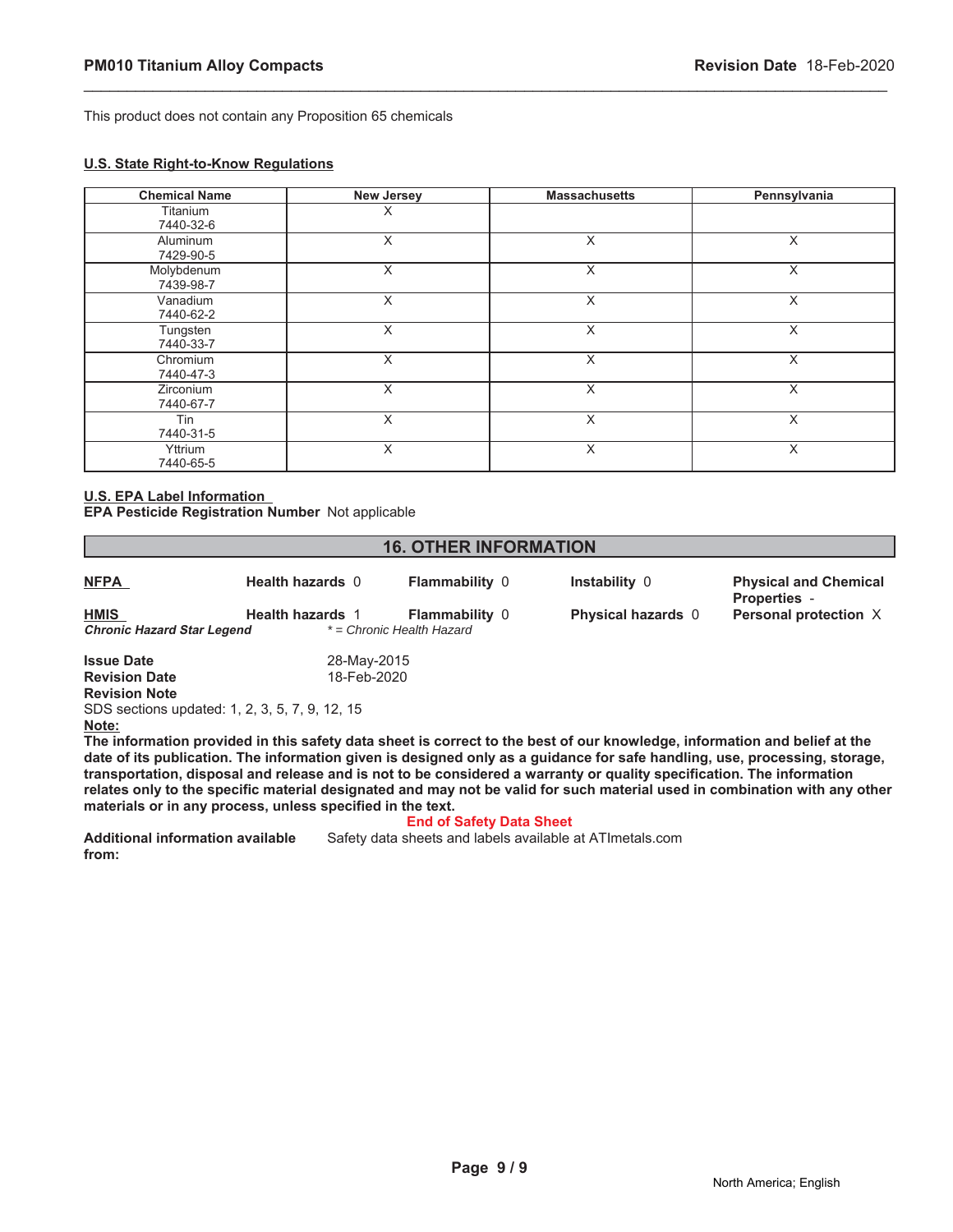This product does not contain any Proposition 65 chemicals

**U.S. State Right-to-Know Regulations**

| Chemical Name | New Jersey | Massachusetts | Pennsylvania |
|---|---|---|---|
| Titanium 7440-32-6 | X | | |
| Aluminum 7429-90-5 | X | X | X |
| Molybdenum 7439-98-7 | X | X | X |
| Vanadium 7440-62-2 | X | X | X |
| Tungsten 7440-33-7 | X | X | X |
| Chromium 7440-47-3 | X | X | X |
| Zirconium 7440-67-7 | X | X | X |
| Tin 7440-31-5 | X | X | X |
| Yttrium 7440-65-5 | X | X | X |

**U.S. EPA Label Information**
**EPA Pesticide Registration Number** Not applicable

## 16. OTHER INFORMATION

| | | | | |
|---|---|---|---|---|
| **NFPA** | **Health hazards** 0 | **Flammability** 0 | **Instability** 0 | **Physical and Chemical Properties** - |
| **HMIS** | **Health hazards** 1 | **Flammability** 0 | **Physical hazards** 0 | **Personal protection** X |

***Chronic Hazard Star Legend*** *\* = Chronic Health Hazard*

**Issue Date** 28-May-2015
**Revision Date** 18-Feb-2020
**Revision Note**
SDS sections updated: 1, 2, 3, 5, 7, 9, 12, 15

**Note:**
**The information provided in this safety data sheet is correct to the best of our knowledge, information and belief at the date of its publication. The information given is designed only as a guidance for safe handling, use, processing, storage, transportation, disposal and release and is not to be considered a warranty or quality specification. The information relates only to the specific material designated and may not be valid for such material used in combination with any other materials or in any process, unless specified in the text.**

**End of Safety Data Sheet**

**Additional information available from:** Safety data sheets and labels available at ATImetals.com

North America; English